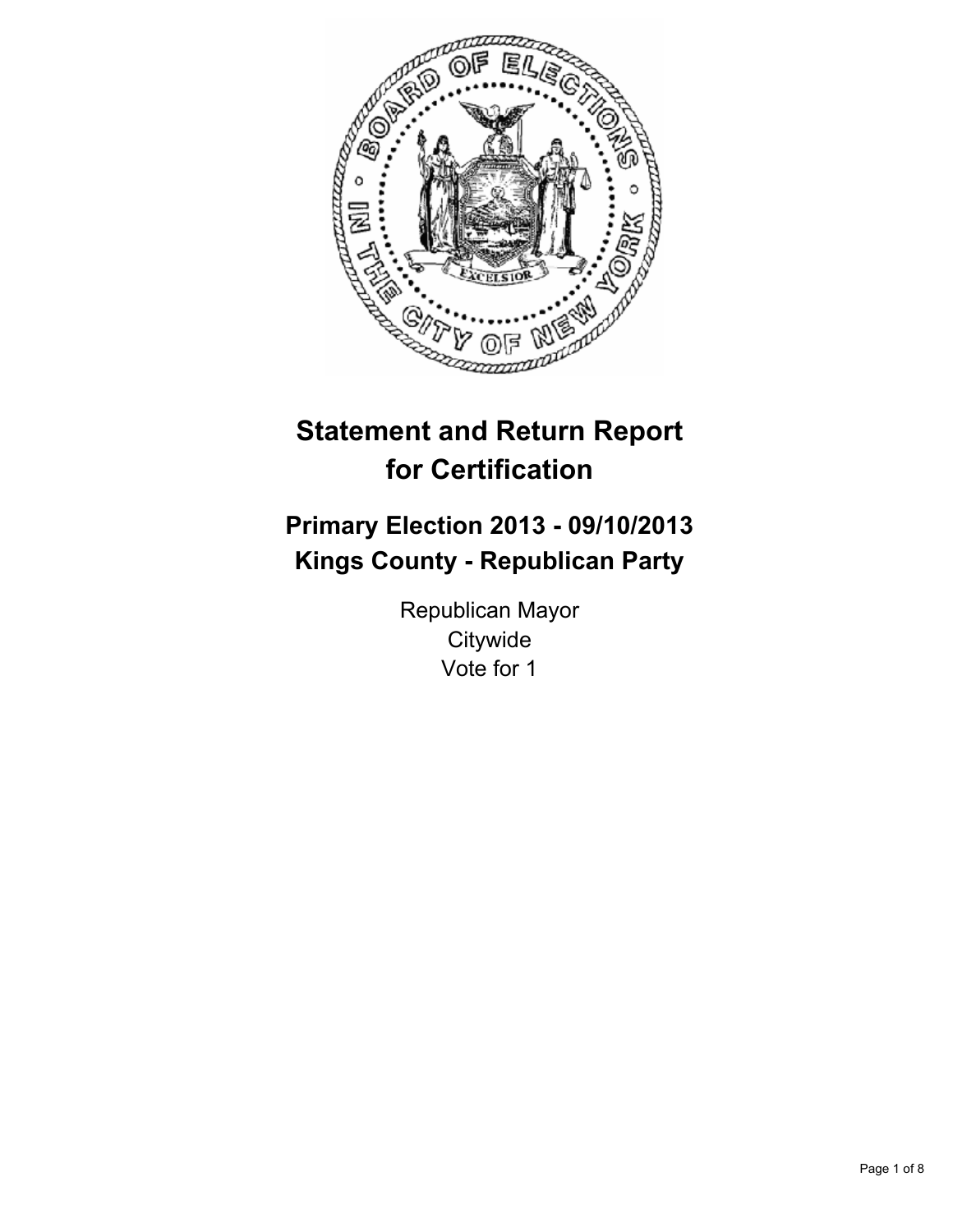# Statement and Return Report for Certification

## Primary Election 2013 - 09/10/2013
## Kings County - Republican Party

Republican Mayor
Citywide
Vote for 1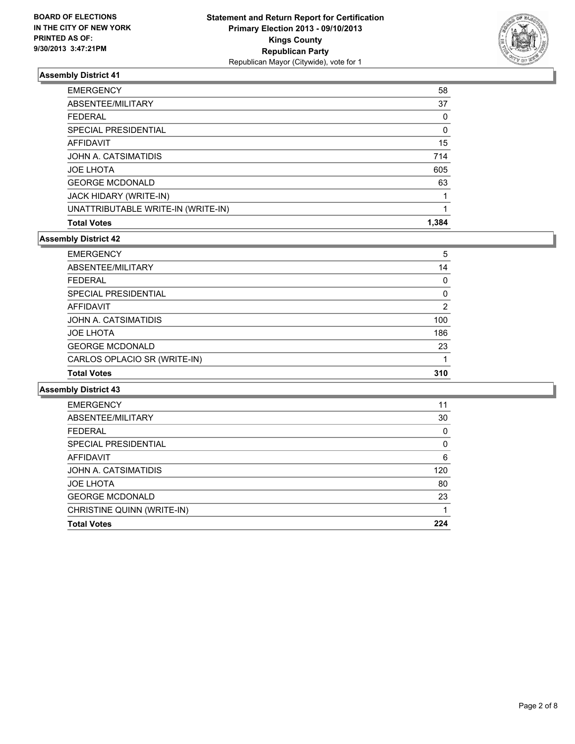**BOARD OF ELECTIONS**
**IN THE CITY OF NEW YORK**
**PRINTED AS OF:**
**9/30/2013 3:47:21PM**

**Statement and Return Report for Certification**
**Primary Election 2013 - 09/10/2013**
**Kings County**
**Republican Party**
Republican Mayor (Citywide), vote for 1

### Assembly District 41

| | |
|---|---|
| EMERGENCY | 58 |
| ABSENTEE/MILITARY | 37 |
| FEDERAL | 0 |
| SPECIAL PRESIDENTIAL | 0 |
| AFFIDAVIT | 15 |
| JOHN A. CATSIMATIDIS | 714 |
| JOE LHOTA | 605 |
| GEORGE MCDONALD | 63 |
| JACK HIDARY (WRITE-IN) | 1 |
| UNATTRIBUTABLE WRITE-IN (WRITE-IN) | 1 |
| **Total Votes** | **1,384** |

### Assembly District 42

| | |
|---|---|
| EMERGENCY | 5 |
| ABSENTEE/MILITARY | 14 |
| FEDERAL | 0 |
| SPECIAL PRESIDENTIAL | 0 |
| AFFIDAVIT | 2 |
| JOHN A. CATSIMATIDIS | 100 |
| JOE LHOTA | 186 |
| GEORGE MCDONALD | 23 |
| CARLOS OPLACIO SR (WRITE-IN) | 1 |
| **Total Votes** | **310** |

### Assembly District 43

| | |
|---|---|
| EMERGENCY | 11 |
| ABSENTEE/MILITARY | 30 |
| FEDERAL | 0 |
| SPECIAL PRESIDENTIAL | 0 |
| AFFIDAVIT | 6 |
| JOHN A. CATSIMATIDIS | 120 |
| JOE LHOTA | 80 |
| GEORGE MCDONALD | 23 |
| CHRISTINE QUINN (WRITE-IN) | 1 |
| **Total Votes** | **224** |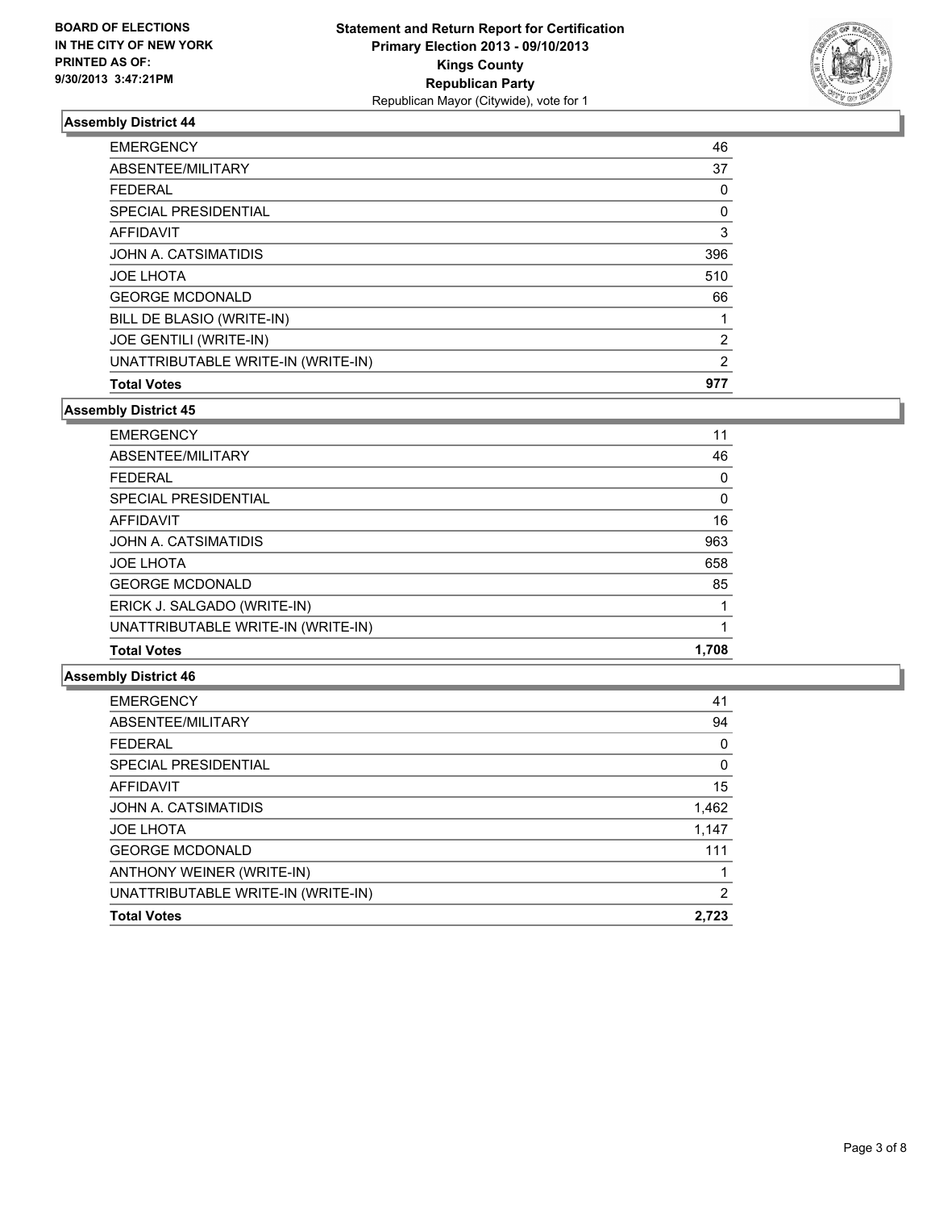BOARD OF ELECTIONS
IN THE CITY OF NEW YORK
PRINTED AS OF:
9/30/2013 3:47:21PM

**Statement and Return Report for Certification**
**Primary Election 2013 - 09/10/2013**
**Kings County**
**Republican Party**
Republican Mayor (Citywide), vote for 1

### Assembly District 44

| | |
|---|---|
| EMERGENCY | 46 |
| ABSENTEE/MILITARY | 37 |
| FEDERAL | 0 |
| SPECIAL PRESIDENTIAL | 0 |
| AFFIDAVIT | 3 |
| JOHN A. CATSIMATIDIS | 396 |
| JOE LHOTA | 510 |
| GEORGE MCDONALD | 66 |
| BILL DE BLASIO (WRITE-IN) | 1 |
| JOE GENTILI (WRITE-IN) | 2 |
| UNATTRIBUTABLE WRITE-IN (WRITE-IN) | 2 |
| **Total Votes** | **977** |

### Assembly District 45

| | |
|---|---|
| EMERGENCY | 11 |
| ABSENTEE/MILITARY | 46 |
| FEDERAL | 0 |
| SPECIAL PRESIDENTIAL | 0 |
| AFFIDAVIT | 16 |
| JOHN A. CATSIMATIDIS | 963 |
| JOE LHOTA | 658 |
| GEORGE MCDONALD | 85 |
| ERICK J. SALGADO (WRITE-IN) | 1 |
| UNATTRIBUTABLE WRITE-IN (WRITE-IN) | 1 |
| **Total Votes** | **1,708** |

### Assembly District 46

| | |
|---|---|
| EMERGENCY | 41 |
| ABSENTEE/MILITARY | 94 |
| FEDERAL | 0 |
| SPECIAL PRESIDENTIAL | 0 |
| AFFIDAVIT | 15 |
| JOHN A. CATSIMATIDIS | 1,462 |
| JOE LHOTA | 1,147 |
| GEORGE MCDONALD | 111 |
| ANTHONY WEINER (WRITE-IN) | 1 |
| UNATTRIBUTABLE WRITE-IN (WRITE-IN) | 2 |
| **Total Votes** | **2,723** |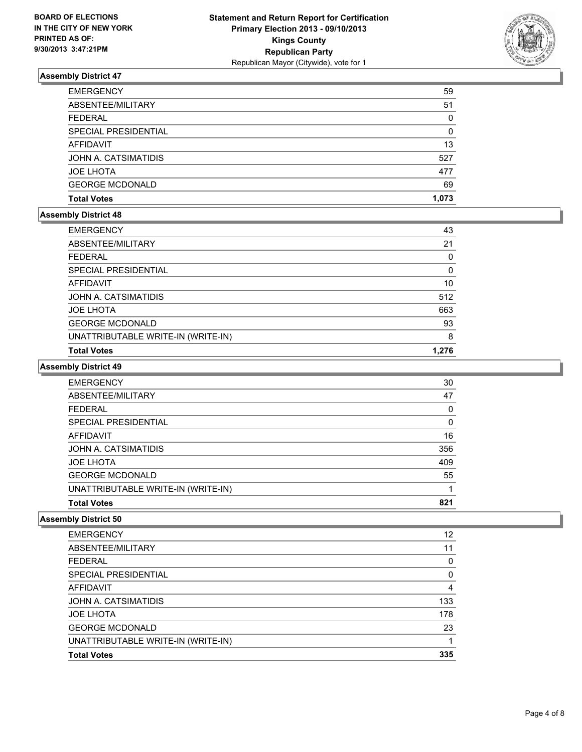**BOARD OF ELECTIONS IN THE CITY OF NEW YORK PRINTED AS OF: 9/30/2013 3:47:21PM**

**Statement and Return Report for Certification**
**Primary Election 2013 - 09/10/2013**
**Kings County**
**Republican Party**
Republican Mayor (Citywide), vote for 1

### Assembly District 47

| | |
|---|---|
| EMERGENCY | 59 |
| ABSENTEE/MILITARY | 51 |
| FEDERAL | 0 |
| SPECIAL PRESIDENTIAL | 0 |
| AFFIDAVIT | 13 |
| JOHN A. CATSIMATIDIS | 527 |
| JOE LHOTA | 477 |
| GEORGE MCDONALD | 69 |
| **Total Votes** | **1,073** |

### Assembly District 48

| | |
|---|---|
| EMERGENCY | 43 |
| ABSENTEE/MILITARY | 21 |
| FEDERAL | 0 |
| SPECIAL PRESIDENTIAL | 0 |
| AFFIDAVIT | 10 |
| JOHN A. CATSIMATIDIS | 512 |
| JOE LHOTA | 663 |
| GEORGE MCDONALD | 93 |
| UNATTRIBUTABLE WRITE-IN (WRITE-IN) | 8 |
| **Total Votes** | **1,276** |

### Assembly District 49

| | |
|---|---|
| EMERGENCY | 30 |
| ABSENTEE/MILITARY | 47 |
| FEDERAL | 0 |
| SPECIAL PRESIDENTIAL | 0 |
| AFFIDAVIT | 16 |
| JOHN A. CATSIMATIDIS | 356 |
| JOE LHOTA | 409 |
| GEORGE MCDONALD | 55 |
| UNATTRIBUTABLE WRITE-IN (WRITE-IN) | 1 |
| **Total Votes** | **821** |

### Assembly District 50

| | |
|---|---|
| EMERGENCY | 12 |
| ABSENTEE/MILITARY | 11 |
| FEDERAL | 0 |
| SPECIAL PRESIDENTIAL | 0 |
| AFFIDAVIT | 4 |
| JOHN A. CATSIMATIDIS | 133 |
| JOE LHOTA | 178 |
| GEORGE MCDONALD | 23 |
| UNATTRIBUTABLE WRITE-IN (WRITE-IN) | 1 |
| **Total Votes** | **335** |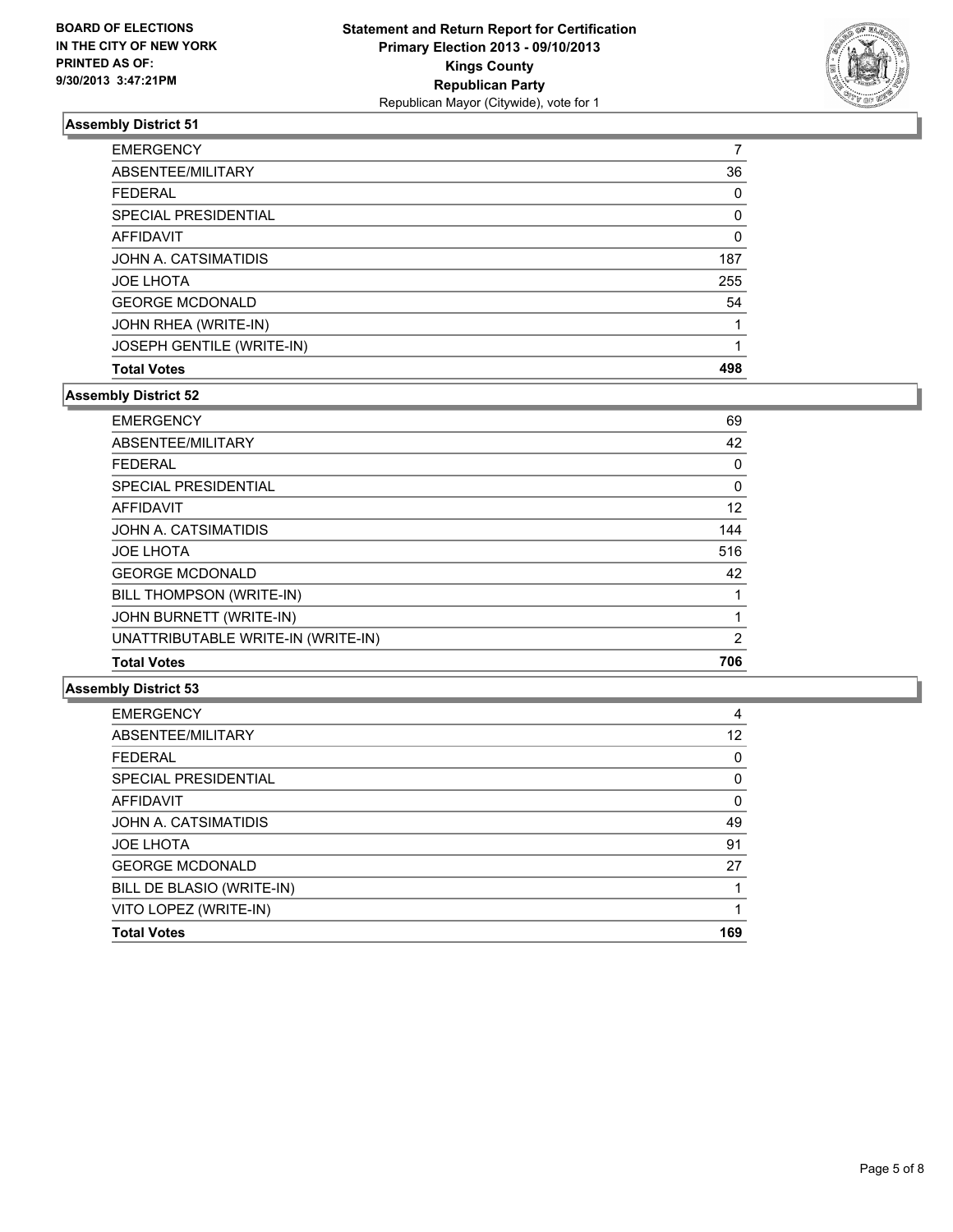**BOARD OF ELECTIONS IN THE CITY OF NEW YORK PRINTED AS OF: 9/30/2013 3:47:21PM**

**Statement and Return Report for Certification Primary Election 2013 - 09/10/2013 Kings County Republican Party**
Republican Mayor (Citywide), vote for 1

### Assembly District 51

| | |
|---|---|
| EMERGENCY | 7 |
| ABSENTEE/MILITARY | 36 |
| FEDERAL | 0 |
| SPECIAL PRESIDENTIAL | 0 |
| AFFIDAVIT | 0 |
| JOHN A. CATSIMATIDIS | 187 |
| JOE LHOTA | 255 |
| GEORGE MCDONALD | 54 |
| JOHN RHEA (WRITE-IN) | 1 |
| JOSEPH GENTILE (WRITE-IN) | 1 |
| **Total Votes** | **498** |

### Assembly District 52

| | |
|---|---|
| EMERGENCY | 69 |
| ABSENTEE/MILITARY | 42 |
| FEDERAL | 0 |
| SPECIAL PRESIDENTIAL | 0 |
| AFFIDAVIT | 12 |
| JOHN A. CATSIMATIDIS | 144 |
| JOE LHOTA | 516 |
| GEORGE MCDONALD | 42 |
| BILL THOMPSON (WRITE-IN) | 1 |
| JOHN BURNETT (WRITE-IN) | 1 |
| UNATTRIBUTABLE WRITE-IN (WRITE-IN) | 2 |
| **Total Votes** | **706** |

### Assembly District 53

| | |
|---|---|
| EMERGENCY | 4 |
| ABSENTEE/MILITARY | 12 |
| FEDERAL | 0 |
| SPECIAL PRESIDENTIAL | 0 |
| AFFIDAVIT | 0 |
| JOHN A. CATSIMATIDIS | 49 |
| JOE LHOTA | 91 |
| GEORGE MCDONALD | 27 |
| BILL DE BLASIO (WRITE-IN) | 1 |
| VITO LOPEZ (WRITE-IN) | 1 |
| **Total Votes** | **169** |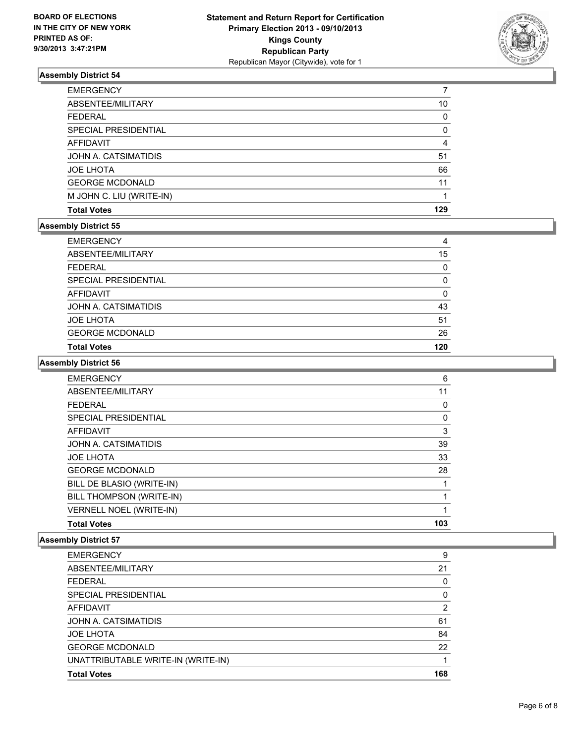**BOARD OF ELECTIONS IN THE CITY OF NEW YORK PRINTED AS OF: 9/30/2013 3:47:21PM**

**Statement and Return Report for Certification Primary Election 2013 - 09/10/2013 Kings County Republican Party**
Republican Mayor (Citywide), vote for 1

### Assembly District 54

| | |
|---|---|
| EMERGENCY | 7 |
| ABSENTEE/MILITARY | 10 |
| FEDERAL | 0 |
| SPECIAL PRESIDENTIAL | 0 |
| AFFIDAVIT | 4 |
| JOHN A. CATSIMATIDIS | 51 |
| JOE LHOTA | 66 |
| GEORGE MCDONALD | 11 |
| M JOHN C. LIU (WRITE-IN) | 1 |
| **Total Votes** | **129** |

### Assembly District 55

| | |
|---|---|
| EMERGENCY | 4 |
| ABSENTEE/MILITARY | 15 |
| FEDERAL | 0 |
| SPECIAL PRESIDENTIAL | 0 |
| AFFIDAVIT | 0 |
| JOHN A. CATSIMATIDIS | 43 |
| JOE LHOTA | 51 |
| GEORGE MCDONALD | 26 |
| **Total Votes** | **120** |

### Assembly District 56

| | |
|---|---|
| EMERGENCY | 6 |
| ABSENTEE/MILITARY | 11 |
| FEDERAL | 0 |
| SPECIAL PRESIDENTIAL | 0 |
| AFFIDAVIT | 3 |
| JOHN A. CATSIMATIDIS | 39 |
| JOE LHOTA | 33 |
| GEORGE MCDONALD | 28 |
| BILL DE BLASIO (WRITE-IN) | 1 |
| BILL THOMPSON (WRITE-IN) | 1 |
| VERNELL NOEL (WRITE-IN) | 1 |
| **Total Votes** | **103** |

### Assembly District 57

| | |
|---|---|
| EMERGENCY | 9 |
| ABSENTEE/MILITARY | 21 |
| FEDERAL | 0 |
| SPECIAL PRESIDENTIAL | 0 |
| AFFIDAVIT | 2 |
| JOHN A. CATSIMATIDIS | 61 |
| JOE LHOTA | 84 |
| GEORGE MCDONALD | 22 |
| UNATTRIBUTABLE WRITE-IN (WRITE-IN) | 1 |
| **Total Votes** | **168** |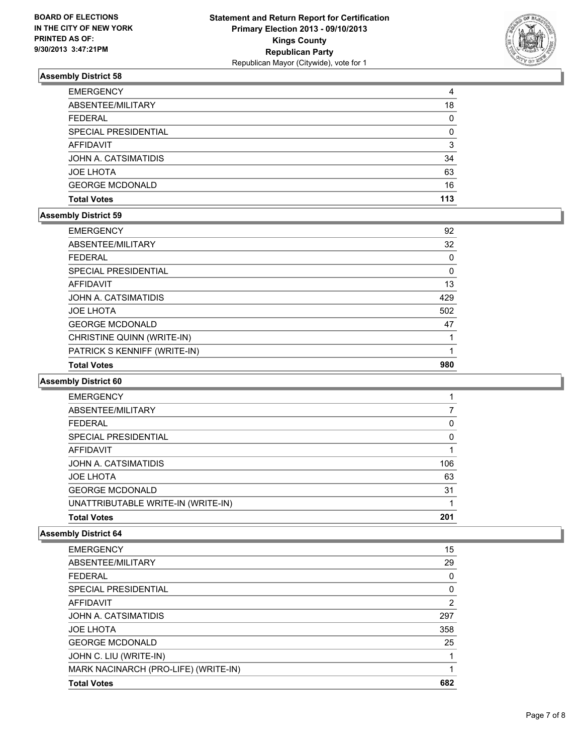**BOARD OF ELECTIONS IN THE CITY OF NEW YORK PRINTED AS OF: 9/30/2013 3:47:21PM**

**Statement and Return Report for Certification**
**Primary Election 2013 - 09/10/2013**
**Kings County**
**Republican Party**
Republican Mayor (Citywide), vote for 1

### Assembly District 58

| | |
|---|---|
| EMERGENCY | 4 |
| ABSENTEE/MILITARY | 18 |
| FEDERAL | 0 |
| SPECIAL PRESIDENTIAL | 0 |
| AFFIDAVIT | 3 |
| JOHN A. CATSIMATIDIS | 34 |
| JOE LHOTA | 63 |
| GEORGE MCDONALD | 16 |
| **Total Votes** | **113** |

### Assembly District 59

| | |
|---|---|
| EMERGENCY | 92 |
| ABSENTEE/MILITARY | 32 |
| FEDERAL | 0 |
| SPECIAL PRESIDENTIAL | 0 |
| AFFIDAVIT | 13 |
| JOHN A. CATSIMATIDIS | 429 |
| JOE LHOTA | 502 |
| GEORGE MCDONALD | 47 |
| CHRISTINE QUINN (WRITE-IN) | 1 |
| PATRICK S KENNIFF (WRITE-IN) | 1 |
| **Total Votes** | **980** |

### Assembly District 60

| | |
|---|---|
| EMERGENCY | 1 |
| ABSENTEE/MILITARY | 7 |
| FEDERAL | 0 |
| SPECIAL PRESIDENTIAL | 0 |
| AFFIDAVIT | 1 |
| JOHN A. CATSIMATIDIS | 106 |
| JOE LHOTA | 63 |
| GEORGE MCDONALD | 31 |
| UNATTRIBUTABLE WRITE-IN (WRITE-IN) | 1 |
| **Total Votes** | **201** |

### Assembly District 64

| | |
|---|---|
| EMERGENCY | 15 |
| ABSENTEE/MILITARY | 29 |
| FEDERAL | 0 |
| SPECIAL PRESIDENTIAL | 0 |
| AFFIDAVIT | 2 |
| JOHN A. CATSIMATIDIS | 297 |
| JOE LHOTA | 358 |
| GEORGE MCDONALD | 25 |
| JOHN C. LIU (WRITE-IN) | 1 |
| MARK NACINARCH (PRO-LIFE) (WRITE-IN) | 1 |
| **Total Votes** | **682** |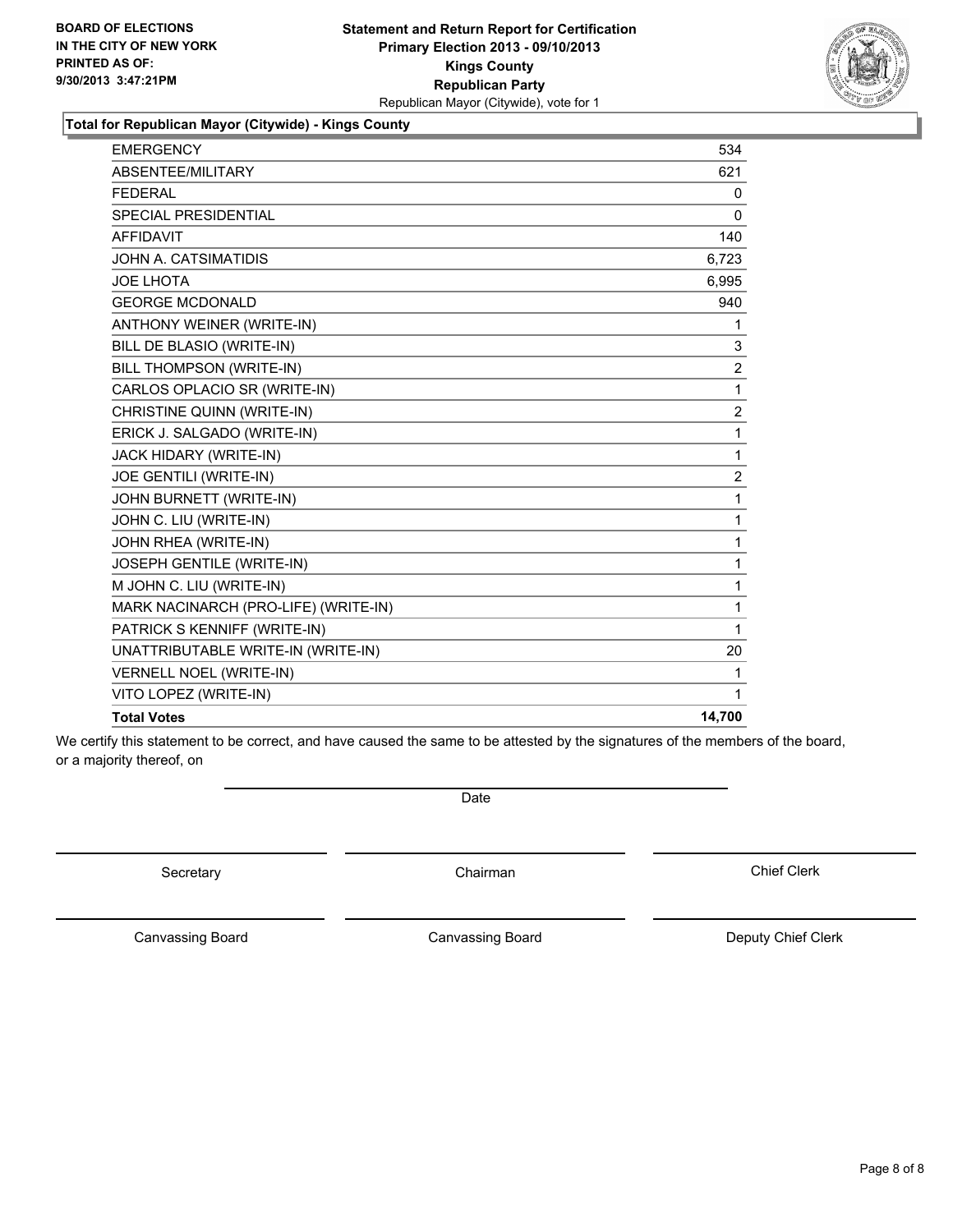**BOARD OF ELECTIONS IN THE CITY OF NEW YORK PRINTED AS OF: 9/30/2013 3:47:21PM**

**Statement and Return Report for Certification**
**Primary Election 2013 - 09/10/2013**
**Kings County**
**Republican Party**
Republican Mayor (Citywide), vote for 1

**Total for Republican Mayor (Citywide) - Kings County**

| | |
|---|---|
| EMERGENCY | 534 |
| ABSENTEE/MILITARY | 621 |
| FEDERAL | 0 |
| SPECIAL PRESIDENTIAL | 0 |
| AFFIDAVIT | 140 |
| JOHN A. CATSIMATIDIS | 6,723 |
| JOE LHOTA | 6,995 |
| GEORGE MCDONALD | 940 |
| ANTHONY WEINER (WRITE-IN) | 1 |
| BILL DE BLASIO (WRITE-IN) | 3 |
| BILL THOMPSON (WRITE-IN) | 2 |
| CARLOS OPLACIO SR (WRITE-IN) | 1 |
| CHRISTINE QUINN (WRITE-IN) | 2 |
| ERICK J. SALGADO (WRITE-IN) | 1 |
| JACK HIDARY (WRITE-IN) | 1 |
| JOE GENTILI (WRITE-IN) | 2 |
| JOHN BURNETT (WRITE-IN) | 1 |
| JOHN C. LIU (WRITE-IN) | 1 |
| JOHN RHEA (WRITE-IN) | 1 |
| JOSEPH GENTILE (WRITE-IN) | 1 |
| M JOHN C. LIU (WRITE-IN) | 1 |
| MARK NACINARCH (PRO-LIFE) (WRITE-IN) | 1 |
| PATRICK S KENNIFF (WRITE-IN) | 1 |
| UNATTRIBUTABLE WRITE-IN (WRITE-IN) | 20 |
| VERNELL NOEL (WRITE-IN) | 1 |
| VITO LOPEZ (WRITE-IN) | 1 |
| **Total Votes** | **14,700** |

We certify this statement to be correct, and have caused the same to be attested by the signatures of the members of the board, or a majority thereof, on

Date

Secretary    Chairman    Chief Clerk

Canvassing Board    Canvassing Board    Deputy Chief Clerk